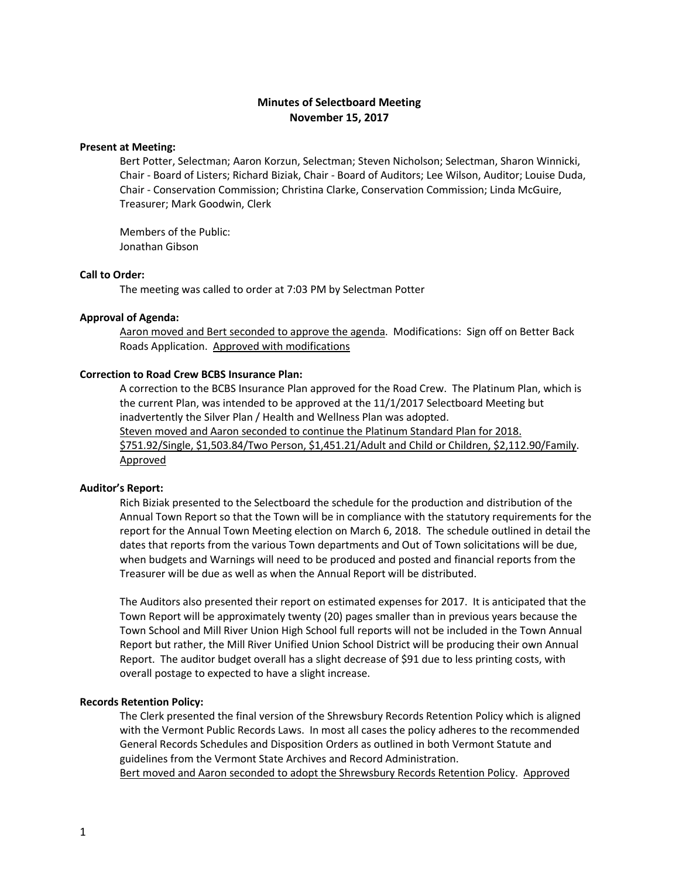# Minutes of Selectboard Meeting
## November 15, 2017

**Present at Meeting:**

Bert Potter, Selectman; Aaron Korzun, Selectman; Steven Nicholson; Selectman, Sharon Winnicki, Chair - Board of Listers; Richard Biziak, Chair - Board of Auditors; Lee Wilson, Auditor; Louise Duda, Chair - Conservation Commission; Christina Clarke, Conservation Commission; Linda McGuire, Treasurer; Mark Goodwin, Clerk

Members of the Public:
Jonathan Gibson

**Call to Order:**

The meeting was called to order at 7:03 PM by Selectman Potter

**Approval of Agenda:**

<u>Aaron moved and Bert seconded to approve the agenda</u>. Modifications: Sign off on Better Back Roads Application. <u>Approved with modifications</u>

**Correction to Road Crew BCBS Insurance Plan:**

A correction to the BCBS Insurance Plan approved for the Road Crew. The Platinum Plan, which is the current Plan, was intended to be approved at the 11/1/2017 Selectboard Meeting but inadvertently the Silver Plan / Health and Wellness Plan was adopted.
<u>Steven moved and Aaron seconded to continue the Platinum Standard Plan for 2018. $751.92/Single, $1,503.84/Two Person, $1,451.21/Adult and Child or Children, $2,112.90/Family</u>. <u>Approved</u>

**Auditor's Report:**

Rich Biziak presented to the Selectboard the schedule for the production and distribution of the Annual Town Report so that the Town will be in compliance with the statutory requirements for the report for the Annual Town Meeting election on March 6, 2018. The schedule outlined in detail the dates that reports from the various Town departments and Out of Town solicitations will be due, when budgets and Warnings will need to be produced and posted and financial reports from the Treasurer will be due as well as when the Annual Report will be distributed.

The Auditors also presented their report on estimated expenses for 2017. It is anticipated that the Town Report will be approximately twenty (20) pages smaller than in previous years because the Town School and Mill River Union High School full reports will not be included in the Town Annual Report but rather, the Mill River Unified Union School District will be producing their own Annual Report. The auditor budget overall has a slight decrease of $91 due to less printing costs, with overall postage to expected to have a slight increase.

**Records Retention Policy:**

The Clerk presented the final version of the Shrewsbury Records Retention Policy which is aligned with the Vermont Public Records Laws. In most all cases the policy adheres to the recommended General Records Schedules and Disposition Orders as outlined in both Vermont Statute and guidelines from the Vermont State Archives and Record Administration.
<u>Bert moved and Aaron seconded to adopt the Shrewsbury Records Retention Policy</u>. <u>Approved</u>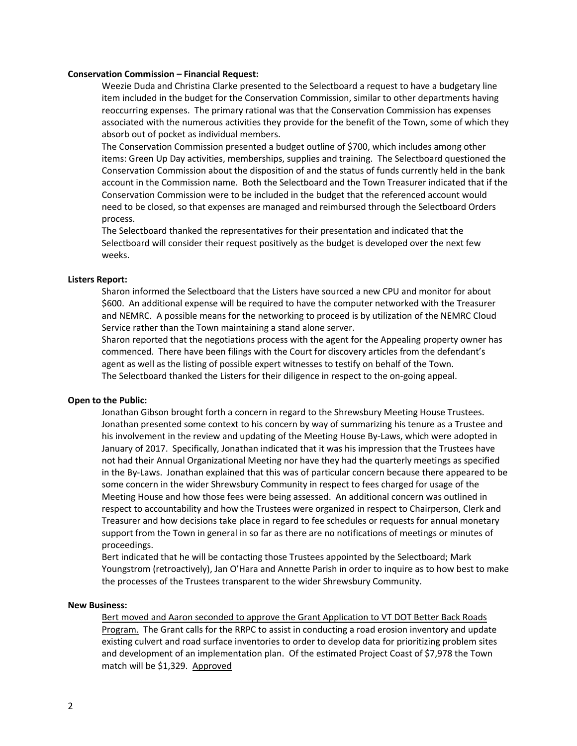**Conservation Commission – Financial Request:**

Weezie Duda and Christina Clarke presented to the Selectboard a request to have a budgetary line item included in the budget for the Conservation Commission, similar to other departments having reoccurring expenses. The primary rational was that the Conservation Commission has expenses associated with the numerous activities they provide for the benefit of the Town, some of which they absorb out of pocket as individual members.

The Conservation Commission presented a budget outline of $700, which includes among other items: Green Up Day activities, memberships, supplies and training. The Selectboard questioned the Conservation Commission about the disposition of and the status of funds currently held in the bank account in the Commission name. Both the Selectboard and the Town Treasurer indicated that if the Conservation Commission were to be included in the budget that the referenced account would need to be closed, so that expenses are managed and reimbursed through the Selectboard Orders process.

The Selectboard thanked the representatives for their presentation and indicated that the Selectboard will consider their request positively as the budget is developed over the next few weeks.

**Listers Report:**

Sharon informed the Selectboard that the Listers have sourced a new CPU and monitor for about $600. An additional expense will be required to have the computer networked with the Treasurer and NEMRC. A possible means for the networking to proceed is by utilization of the NEMRC Cloud Service rather than the Town maintaining a stand alone server.

Sharon reported that the negotiations process with the agent for the Appealing property owner has commenced. There have been filings with the Court for discovery articles from the defendant's agent as well as the listing of possible expert witnesses to testify on behalf of the Town.

The Selectboard thanked the Listers for their diligence in respect to the on-going appeal.

**Open to the Public:**

Jonathan Gibson brought forth a concern in regard to the Shrewsbury Meeting House Trustees. Jonathan presented some context to his concern by way of summarizing his tenure as a Trustee and his involvement in the review and updating of the Meeting House By-Laws, which were adopted in January of 2017. Specifically, Jonathan indicated that it was his impression that the Trustees have not had their Annual Organizational Meeting nor have they had the quarterly meetings as specified in the By-Laws. Jonathan explained that this was of particular concern because there appeared to be some concern in the wider Shrewsbury Community in respect to fees charged for usage of the Meeting House and how those fees were being assessed. An additional concern was outlined in respect to accountability and how the Trustees were organized in respect to Chairperson, Clerk and Treasurer and how decisions take place in regard to fee schedules or requests for annual monetary support from the Town in general in so far as there are no notifications of meetings or minutes of proceedings.

Bert indicated that he will be contacting those Trustees appointed by the Selectboard; Mark Youngstrom (retroactively), Jan O'Hara and Annette Parish in order to inquire as to how best to make the processes of the Trustees transparent to the wider Shrewsbury Community.

**New Business:**

<u>Bert moved and Aaron seconded to approve the Grant Application to VT DOT Better Back Roads Program.</u> The Grant calls for the RRPC to assist in conducting a road erosion inventory and update existing culvert and road surface inventories to order to develop data for prioritizing problem sites and development of an implementation plan. Of the estimated Project Coast of $7,978 the Town match will be $1,329. <u>Approved</u>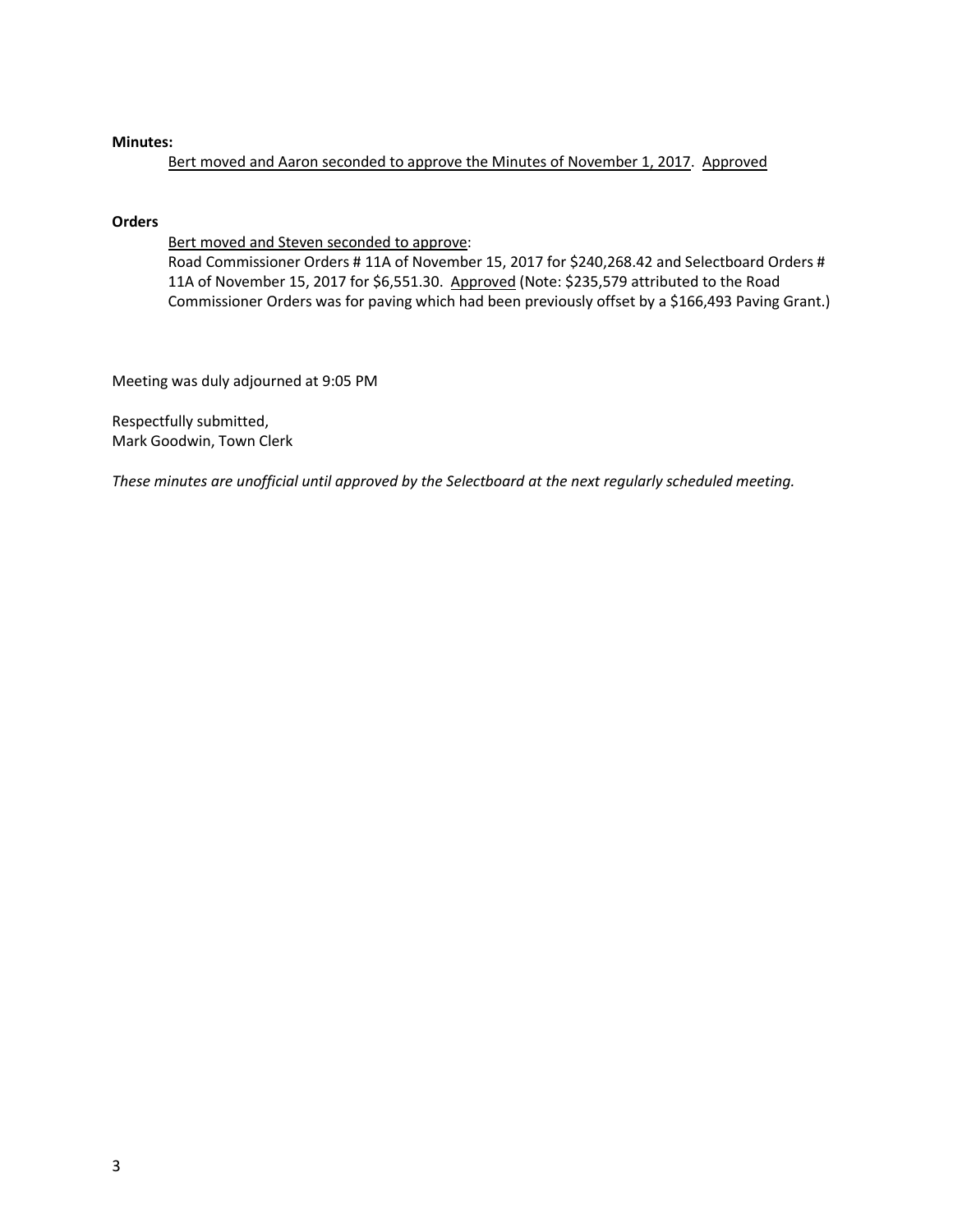**Minutes:**

Bert moved and Aaron seconded to approve the Minutes of November 1, 2017. Approved

**Orders**

Bert moved and Steven seconded to approve:
Road Commissioner Orders # 11A of November 15, 2017 for $240,268.42 and Selectboard Orders # 11A of November 15, 2017 for $6,551.30. Approved (Note: $235,579 attributed to the Road Commissioner Orders was for paving which had been previously offset by a $166,493 Paving Grant.)

Meeting was duly adjourned at 9:05 PM

Respectfully submitted,
Mark Goodwin, Town Clerk

*These minutes are unofficial until approved by the Selectboard at the next regularly scheduled meeting.*